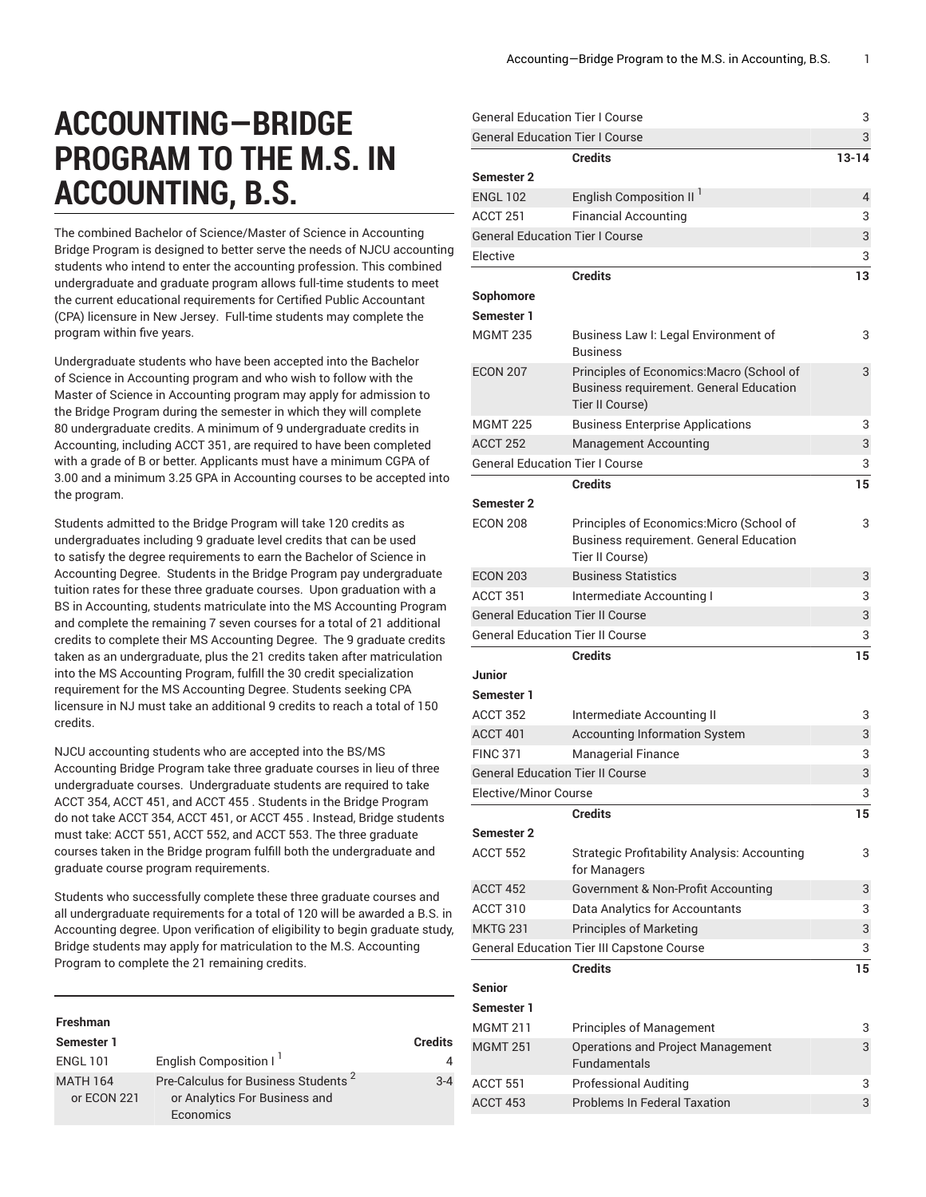# ACCOUNTING—BRIDGE PROGRAM TO THE M.S. IN ACCOUNTING, B.S.

The combined Bachelor of Science/Master of Science in Accounting Bridge Program is designed to better serve the needs of NJCU accounting students who intend to enter the accounting profession. This combined undergraduate and graduate program allows full-time students to meet the current educational requirements for Certified Public Accountant (CPA) licensure in New Jersey. Full-time students may complete the program within five years.

Undergraduate students who have been accepted into the Bachelor of Science in Accounting program and who wish to follow with the Master of Science in Accounting program may apply for admission to the Bridge Program during the semester in which they will complete 80 undergraduate credits. A minimum of 9 undergraduate credits in Accounting, including ACCT 351, are required to have been completed with a grade of B or better. Applicants must have a minimum CGPA of 3.00 and a minimum 3.25 GPA in Accounting courses to be accepted into the program.

Students admitted to the Bridge Program will take 120 credits as undergraduates including 9 graduate level credits that can be used to satisfy the degree requirements to earn the Bachelor of Science in Accounting Degree. Students in the Bridge Program pay undergraduate tuition rates for these three graduate courses. Upon graduation with a BS in Accounting, students matriculate into the MS Accounting Program and complete the remaining 7 seven courses for a total of 21 additional credits to complete their MS Accounting Degree. The 9 graduate credits taken as an undergraduate, plus the 21 credits taken after matriculation into the MS Accounting Program, fulfill the 30 credit specialization requirement for the MS Accounting Degree. Students seeking CPA licensure in NJ must take an additional 9 credits to reach a total of 150 credits.

NJCU accounting students who are accepted into the BS/MS Accounting Bridge Program take three graduate courses in lieu of three undergraduate courses. Undergraduate students are required to take ACCT 354, ACCT 451, and ACCT 455 . Students in the Bridge Program do not take ACCT 354, ACCT 451, or ACCT 455 . Instead, Bridge students must take: ACCT 551, ACCT 552, and ACCT 553. The three graduate courses taken in the Bridge program fulfill both the undergraduate and graduate course program requirements.

Students who successfully complete these three graduate courses and all undergraduate requirements for a total of 120 will be awarded a B.S. in Accounting degree. Upon verification of eligibility to begin graduate study, Bridge students may apply for matriculation to the M.S. Accounting Program to complete the 21 remaining credits.

| Freshman | | |
|---|---|---|
| **Semester 1** | | **Credits** |
| ENGL 101 | English Composition I [1] | 4 |
| MATH 164 or ECON 221 | Pre-Calculus for Business Students [2] or Analytics For Business and Economics | 3-4 |
| General Education Tier I Course | | 3 |
| General Education Tier I Course | | 3 |
| | **Credits** | **13-14** |
| **Semester 2** | | |
| ENGL 102 | English Composition II [1] | 4 |
| ACCT 251 | Financial Accounting | 3 |
| General Education Tier I Course | | 3 |
| Elective | | 3 |
| | **Credits** | **13** |
| **Sophomore** | | |
| **Semester 1** | | |
| MGMT 235 | Business Law I: Legal Environment of Business | 3 |
| ECON 207 | Principles of Economics:Macro (School of Business requirement. General Education Tier II Course) | 3 |
| MGMT 225 | Business Enterprise Applications | 3 |
| ACCT 252 | Management Accounting | 3 |
| General Education Tier I Course | | 3 |
| | **Credits** | **15** |
| **Semester 2** | | |
| ECON 208 | Principles of Economics:Micro (School of Business requirement. General Education Tier II Course) | 3 |
| ECON 203 | Business Statistics | 3 |
| ACCT 351 | Intermediate Accounting I | 3 |
| General Education Tier II Course | | 3 |
| General Education Tier II Course | | 3 |
| | **Credits** | **15** |
| **Junior** | | |
| **Semester 1** | | |
| ACCT 352 | Intermediate Accounting II | 3 |
| ACCT 401 | Accounting Information System | 3 |
| FINC 371 | Managerial Finance | 3 |
| General Education Tier II Course | | 3 |
| Elective/Minor Course | | 3 |
| | **Credits** | **15** |
| **Semester 2** | | |
| ACCT 552 | Strategic Profitability Analysis: Accounting for Managers | 3 |
| ACCT 452 | Government & Non-Profit Accounting | 3 |
| ACCT 310 | Data Analytics for Accountants | 3 |
| MKTG 231 | Principles of Marketing | 3 |
| General Education Tier III Capstone Course | | 3 |
| | **Credits** | **15** |
| **Senior** | | |
| **Semester 1** | | |
| MGMT 211 | Principles of Management | 3 |
| MGMT 251 | Operations and Project Management Fundamentals | 3 |
| ACCT 551 | Professional Auditing | 3 |
| ACCT 453 | Problems In Federal Taxation | 3 |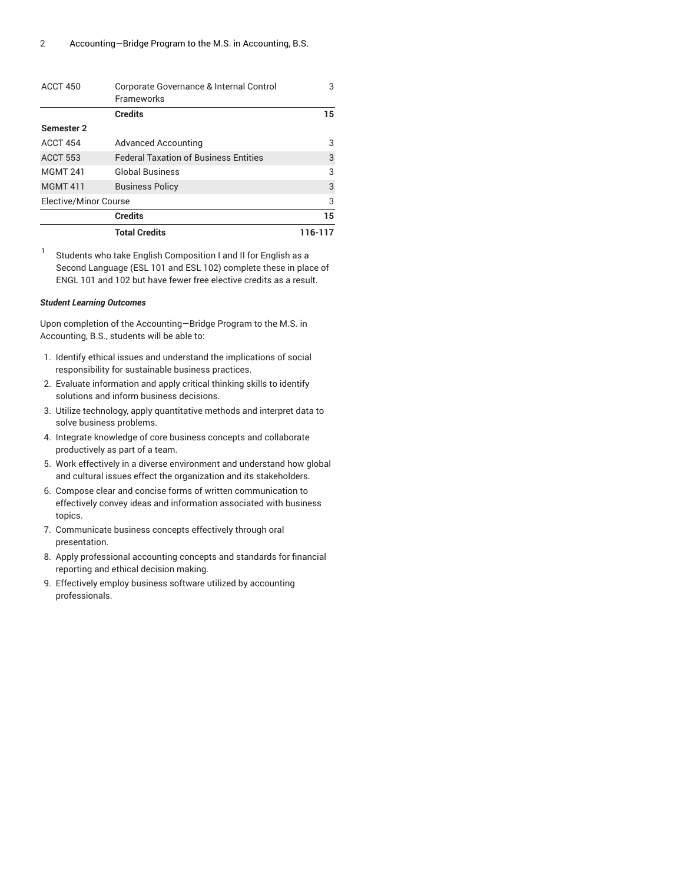| | | |
|---|---|---|
| ACCT 450 | Corporate Governance & Internal Control Frameworks | 3 |
| | **Credits** | **15** |
| **Semester 2** | | |
| ACCT 454 | Advanced Accounting | 3 |
| ACCT 553 | Federal Taxation of Business Entities | 3 |
| MGMT 241 | Global Business | 3 |
| MGMT 411 | Business Policy | 3 |
| Elective/Minor Course | | 3 |
| | **Credits** | **15** |
| | **Total Credits** | **116-117** |

[1] Students who take English Composition I and II for English as a Second Language (ESL 101 and ESL 102) complete these in place of ENGL 101 and 102 but have fewer free elective credits as a result.

***Student Learning Outcomes***

Upon completion of the Accounting—Bridge Program to the M.S. in Accounting, B.S., students will be able to:

1. Identify ethical issues and understand the implications of social responsibility for sustainable business practices.
2. Evaluate information and apply critical thinking skills to identify solutions and inform business decisions.
3. Utilize technology, apply quantitative methods and interpret data to solve business problems.
4. Integrate knowledge of core business concepts and collaborate productively as part of a team.
5. Work effectively in a diverse environment and understand how global and cultural issues effect the organization and its stakeholders.
6. Compose clear and concise forms of written communication to effectively convey ideas and information associated with business topics.
7. Communicate business concepts effectively through oral presentation.
8. Apply professional accounting concepts and standards for financial reporting and ethical decision making.
9. Effectively employ business software utilized by accounting professionals.